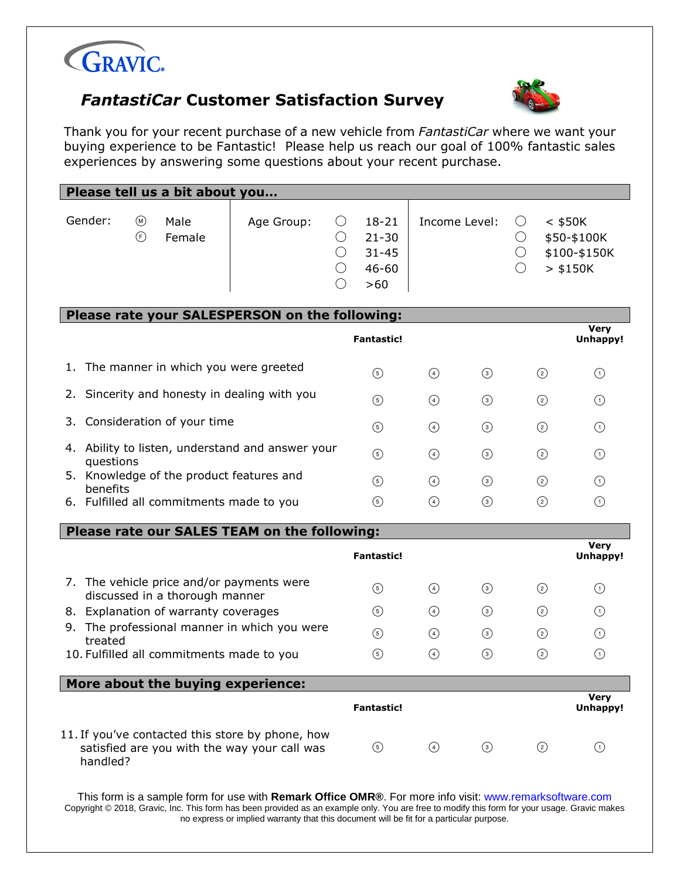GRAVIC.

# *FantastiCar* Customer Satisfaction Survey

Thank you for your recent purchase of a new vehicle from *FantastiCar* where we want your buying experience to be Fantastic! Please help us reach our goal of 100% fantastic sales experiences by answering some questions about your recent purchase.

## Please tell us a bit about you…

| Gender: | Age Group: | Income Level: |
|---|---|---|
| Ⓜ Male | ◯ 18-21 | ◯ < $50K |
| Ⓕ Female | ◯ 21-30 | ◯ $50-$100K |
| | ◯ 31-45 | ◯ $100-$150K |
| | ◯ 46-60 | ◯ > $150K |
| | ◯ >60 | |

## Please rate your SALESPERSON on the following:

| | **Fantastic!** | | | | **Very Unhappy!** |
|---|---|---|---|---|---|
| 1. The manner in which you were greeted | ⑤ | ④ | ③ | ② | ① |
| 2. Sincerity and honesty in dealing with you | ⑤ | ④ | ③ | ② | ① |
| 3. Consideration of your time | ⑤ | ④ | ③ | ② | ① |
| 4. Ability to listen, understand and answer your questions | ⑤ | ④ | ③ | ② | ① |
| 5. Knowledge of the product features and benefits | ⑤ | ④ | ③ | ② | ① |
| 6. Fulfilled all commitments made to you | ⑤ | ④ | ③ | ② | ① |

## Please rate our SALES TEAM on the following:

| | **Fantastic!** | | | | **Very Unhappy!** |
|---|---|---|---|---|---|
| 7. The vehicle price and/or payments were discussed in a thorough manner | ⑤ | ④ | ③ | ② | ① |
| 8. Explanation of warranty coverages | ⑤ | ④ | ③ | ② | ① |
| 9. The professional manner in which you were treated | ⑤ | ④ | ③ | ② | ① |
| 10. Fulfilled all commitments made to you | ⑤ | ④ | ③ | ② | ① |

## More about the buying experience:

| | **Fantastic!** | | | | **Very Unhappy!** |
|---|---|---|---|---|---|
| 11. If you've contacted this store by phone, how satisfied are you with the way your call was handled? | ⑤ | ④ | ③ | ② | ① |

This form is a sample form for use with **Remark Office OMR®**. For more info visit: www.remarksoftware.com

Copyright © 2018, Gravic, Inc. This form has been provided as an example only. You are free to modify this form for your usage. Gravic makes no express or implied warranty that this document will be fit for a particular purpose.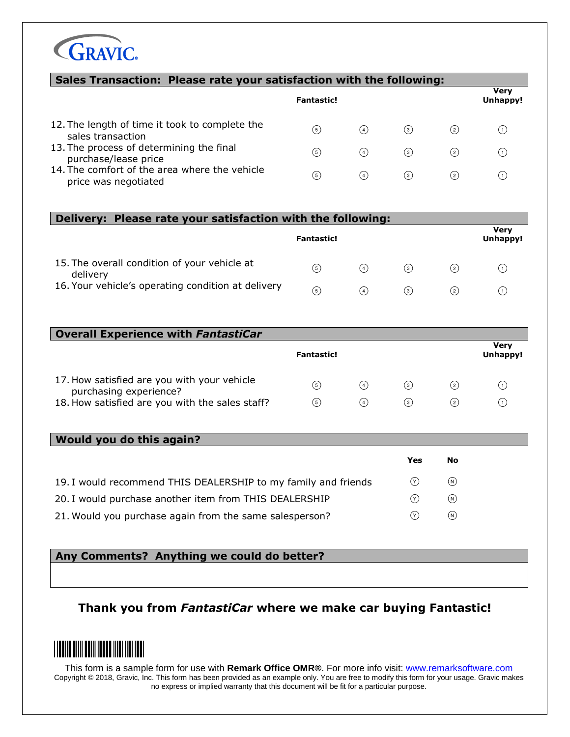GRAVIC.

## Sales Transaction: Please rate your satisfaction with the following:

| | Fantastic! | | | | Very Unhappy! |
|---|---|---|---|---|---|
| 12. The length of time it took to complete the sales transaction | ⑤ | ④ | ③ | ② | ① |
| 13. The process of determining the final purchase/lease price | ⑤ | ④ | ③ | ② | ① |
| 14. The comfort of the area where the vehicle price was negotiated | ⑤ | ④ | ③ | ② | ① |

## Delivery: Please rate your satisfaction with the following:

| | Fantastic! | | | | Very Unhappy! |
|---|---|---|---|---|---|
| 15. The overall condition of your vehicle at delivery | ⑤ | ④ | ③ | ② | ① |
| 16. Your vehicle's operating condition at delivery | ⑤ | ④ | ③ | ② | ① |

## Overall Experience with *FantastiCar*

| | Fantastic! | | | | Very Unhappy! |
|---|---|---|---|---|---|
| 17. How satisfied are you with your vehicle purchasing experience? | ⑤ | ④ | ③ | ② | ① |
| 18. How satisfied are you with the sales staff? | ⑤ | ④ | ③ | ② | ① |

## Would you do this again?

| | Yes | No |
|---|---|---|
| 19. I would recommend THIS DEALERSHIP to my family and friends | Ⓨ | Ⓝ |
| 20. I would purchase another item from THIS DEALERSHIP | Ⓨ | Ⓝ |
| 21. Would you purchase again from the same salesperson? | Ⓨ | Ⓝ |

## Any Comments? Anything we could do better?

### Thank you from *FantastiCar* where we make car buying Fantastic!

This form is a sample form for use with **Remark Office OMR®**. For more info visit: www.remarksoftware.com

Copyright © 2018, Gravic, Inc. This form has been provided as an example only. You are free to modify this form for your usage. Gravic makes no express or implied warranty that this document will be fit for a particular purpose.